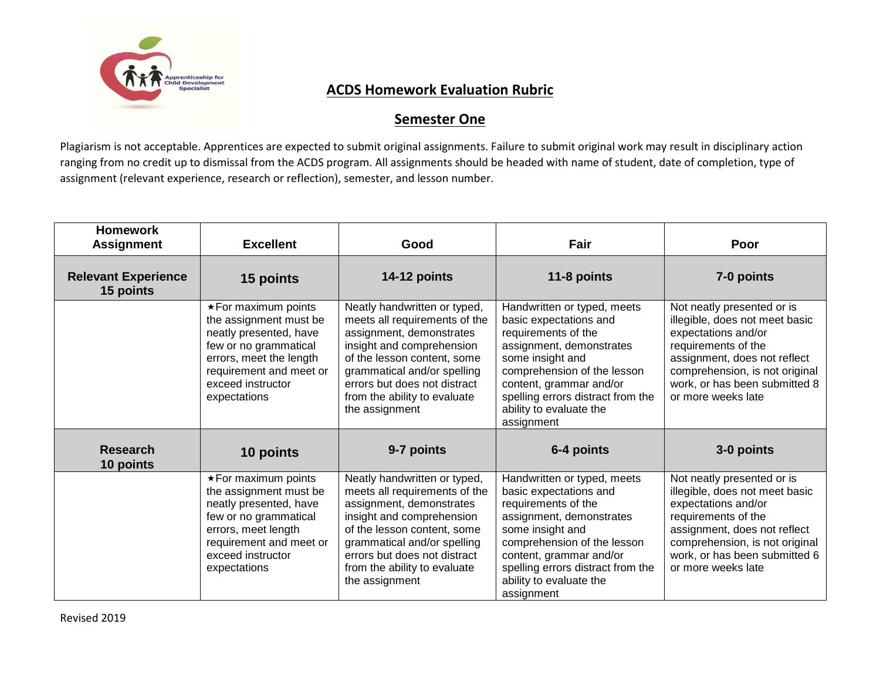## ACDS Homework Evaluation Rubric

## Semester One

Plagiarism is not acceptable. Apprentices are expected to submit original assignments. Failure to submit original work may result in disciplinary action ranging from no credit up to dismissal from the ACDS program. All assignments should be headed with name of student, date of completion, type of assignment (relevant experience, research or reflection), semester, and lesson number.

| Homework Assignment | Excellent | Good | Fair | Poor |
|---|---|---|---|---|
| **Relevant Experience 15 points** | **15 points** | **14-12 points** | **11-8 points** | **7-0 points** |
| | ★For maximum points the assignment must be neatly presented, have few or no grammatical errors, meet the length requirement and meet or exceed instructor expectations | Neatly handwritten or typed, meets all requirements of the assignment, demonstrates insight and comprehension of the lesson content, some grammatical and/or spelling errors but does not distract from the ability to evaluate the assignment | Handwritten or typed, meets basic expectations and requirements of the assignment, demonstrates some insight and comprehension of the lesson content, grammar and/or spelling errors distract from the ability to evaluate the assignment | Not neatly presented or is illegible, does not meet basic expectations and/or requirements of the assignment, does not reflect comprehension, is not original work, or has been submitted 8 or more weeks late |
| **Research 10 points** | **10 points** | **9-7 points** | **6-4 points** | **3-0 points** |
| | ★For maximum points the assignment must be neatly presented, have few or no grammatical errors, meet length requirement and meet or exceed instructor expectations | Neatly handwritten or typed, meets all requirements of the assignment, demonstrates insight and comprehension of the lesson content, some grammatical and/or spelling errors but does not distract from the ability to evaluate the assignment | Handwritten or typed, meets basic expectations and requirements of the assignment, demonstrates some insight and comprehension of the lesson content, grammar and/or spelling errors distract from the ability to evaluate the assignment | Not neatly presented or is illegible, does not meet basic expectations and/or requirements of the assignment, does not reflect comprehension, is not original work, or has been submitted 6 or more weeks late |

Revised 2019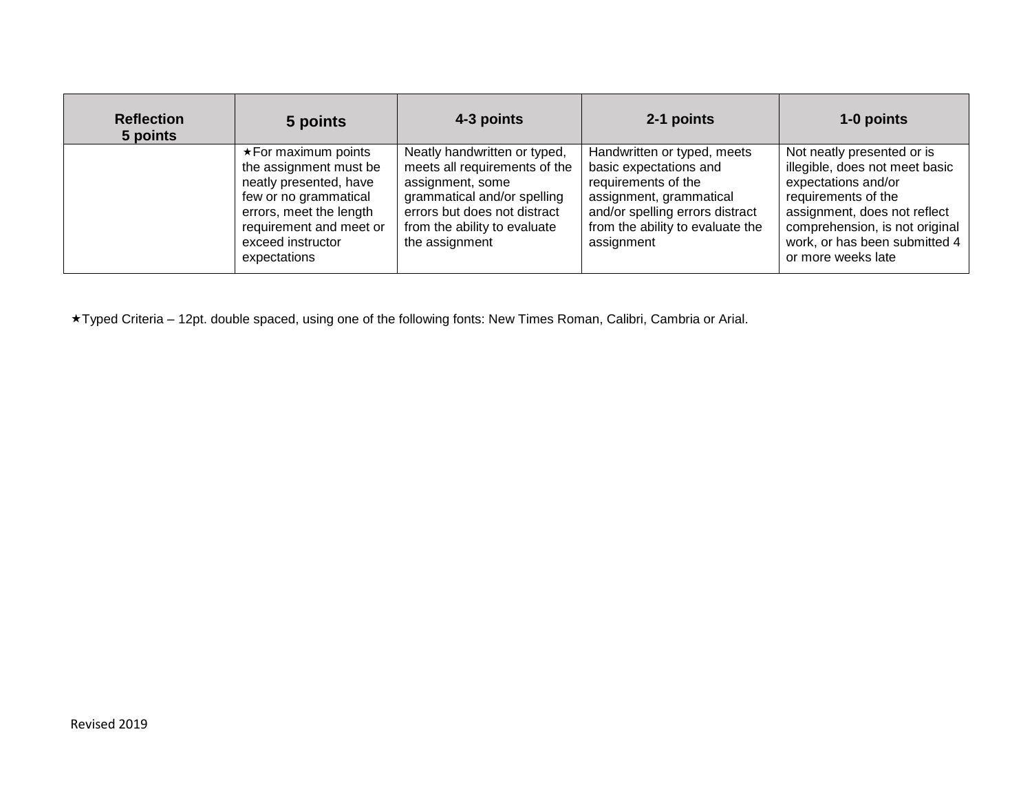| Reflection 5 points | 5 points | 4-3 points | 2-1 points | 1-0 points |
|---|---|---|---|---|
| | ★For maximum points the assignment must be neatly presented, have few or no grammatical errors, meet the length requirement and meet or exceed instructor expectations | Neatly handwritten or typed, meets all requirements of the assignment, some grammatical and/or spelling errors but does not distract from the ability to evaluate the assignment | Handwritten or typed, meets basic expectations and requirements of the assignment, grammatical and/or spelling errors distract from the ability to evaluate the assignment | Not neatly presented or is illegible, does not meet basic expectations and/or requirements of the assignment, does not reflect comprehension, is not original work, or has been submitted 4 or more weeks late |

★Typed Criteria – 12pt. double spaced, using one of the following fonts: New Times Roman, Calibri, Cambria or Arial.

Revised 2019